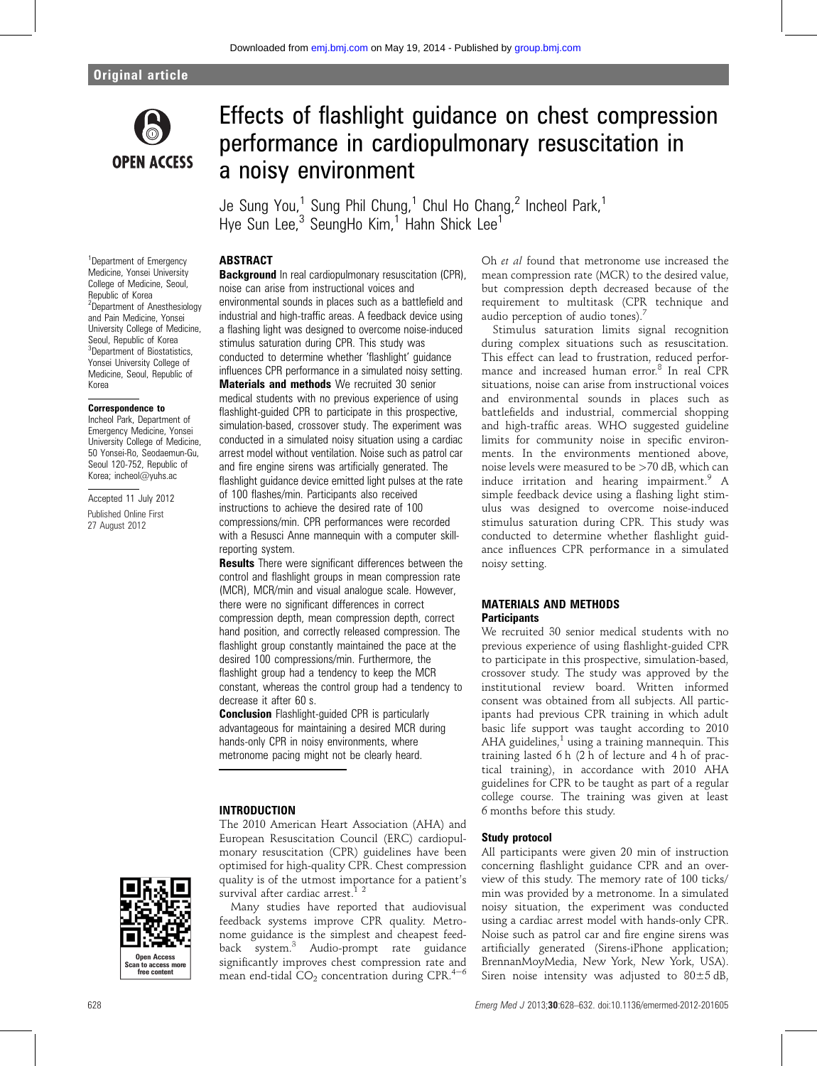Original article

# Effects of flashlight guidance on chest compression performance in cardiopulmonary resuscitation in a noisy environment

Je Sung You,[1] Sung Phil Chung,[1] Chul Ho Chang,[2] Incheol Park,[1] Hye Sun Lee,[3] SeungHo Kim,[1] Hahn Shick Lee[1]

[1]Department of Emergency Medicine, Yonsei University College of Medicine, Seoul, Republic of Korea
[2]Department of Anesthesiology and Pain Medicine, Yonsei University College of Medicine, Seoul, Republic of Korea
[3]Department of Biostatistics, Yonsei University College of Medicine, Seoul, Republic of Korea

**Correspondence to**
Incheol Park, Department of Emergency Medicine, Yonsei University College of Medicine, 50 Yonsei-Ro, Seodaemun-Gu, Seoul 120-752, Republic of Korea; incheol@yuhs.ac

Accepted 11 July 2012
Published Online First 27 August 2012

## ABSTRACT

**Background** In real cardiopulmonary resuscitation (CPR), noise can arise from instructional voices and environmental sounds in places such as a battlefield and industrial and high-traffic areas. A feedback device using a flashing light was designed to overcome noise-induced stimulus saturation during CPR. This study was conducted to determine whether 'flashlight' guidance influences CPR performance in a simulated noisy setting.

**Materials and methods** We recruited 30 senior medical students with no previous experience of using flashlight-guided CPR to participate in this prospective, simulation-based, crossover study. The experiment was conducted in a simulated noisy situation using a cardiac arrest model without ventilation. Noise such as patrol car and fire engine sirens was artificially generated. The flashlight guidance device emitted light pulses at the rate of 100 flashes/min. Participants also received instructions to achieve the desired rate of 100 compressions/min. CPR performances were recorded with a Resusci Anne mannequin with a computer skill-reporting system.

**Results** There were significant differences between the control and flashlight groups in mean compression rate (MCR), MCR/min and visual analogue scale. However, there were no significant differences in correct compression depth, mean compression depth, correct hand position, and correctly released compression. The flashlight group constantly maintained the pace at the desired 100 compressions/min. Furthermore, the flashlight group had a tendency to keep the MCR constant, whereas the control group had a tendency to decrease it after 60 s.

**Conclusion** Flashlight-guided CPR is particularly advantageous for maintaining a desired MCR during hands-only CPR in noisy environments, where metronome pacing might not be clearly heard.

## INTRODUCTION

The 2010 American Heart Association (AHA) and European Resuscitation Council (ERC) cardiopulmonary resuscitation (CPR) guidelines have been optimised for high-quality CPR. Chest compression quality is of the utmost importance for a patient's survival after cardiac arrest.[1 2]

Many studies have reported that audiovisual feedback systems improve CPR quality. Metronome guidance is the simplest and cheapest feedback system.[3] Audio-prompt rate guidance significantly improves chest compression rate and mean end-tidal $CO_2$ concentration during CPR.[4–6] Oh *et al* found that metronome use increased the mean compression rate (MCR) to the desired value, but compression depth decreased because of the requirement to multitask (CPR technique and audio perception of audio tones).[7]

Stimulus saturation limits signal recognition during complex situations such as resuscitation. This effect can lead to frustration, reduced performance and increased human error.[8] In real CPR situations, noise can arise from instructional voices and environmental sounds in places such as battlefields and industrial, commercial shopping and high-traffic areas. WHO suggested guideline limits for community noise in specific environments. In the environments mentioned above, noise levels were measured to be >70 dB, which can induce irritation and hearing impairment.[9] A simple feedback device using a flashing light stimulus was designed to overcome noise-induced stimulus saturation during CPR. This study was conducted to determine whether flashlight guidance influences CPR performance in a simulated noisy setting.

## MATERIALS AND METHODS

### Participants

We recruited 30 senior medical students with no previous experience of using flashlight-guided CPR to participate in this prospective, simulation-based, crossover study. The study was approved by the institutional review board. Written informed consent was obtained from all subjects. All participants had previous CPR training in which adult basic life support was taught according to 2010 AHA guidelines,[1] using a training mannequin. This training lasted 6 h (2 h of lecture and 4 h of practical training), in accordance with 2010 AHA guidelines for CPR to be taught as part of a regular college course. The training was given at least 6 months before this study.

### Study protocol

All participants were given 20 min of instruction concerning flashlight guidance CPR and an overview of this study. The memory rate of 100 ticks/min was provided by a metronome. In a simulated noisy situation, the experiment was conducted using a cardiac arrest model with hands-only CPR. Noise such as patrol car and fire engine sirens was artificially generated (Sirens-iPhone application; BrennanMoyMedia, New York, New York, USA). Siren noise intensity was adjusted to 80±5 dB,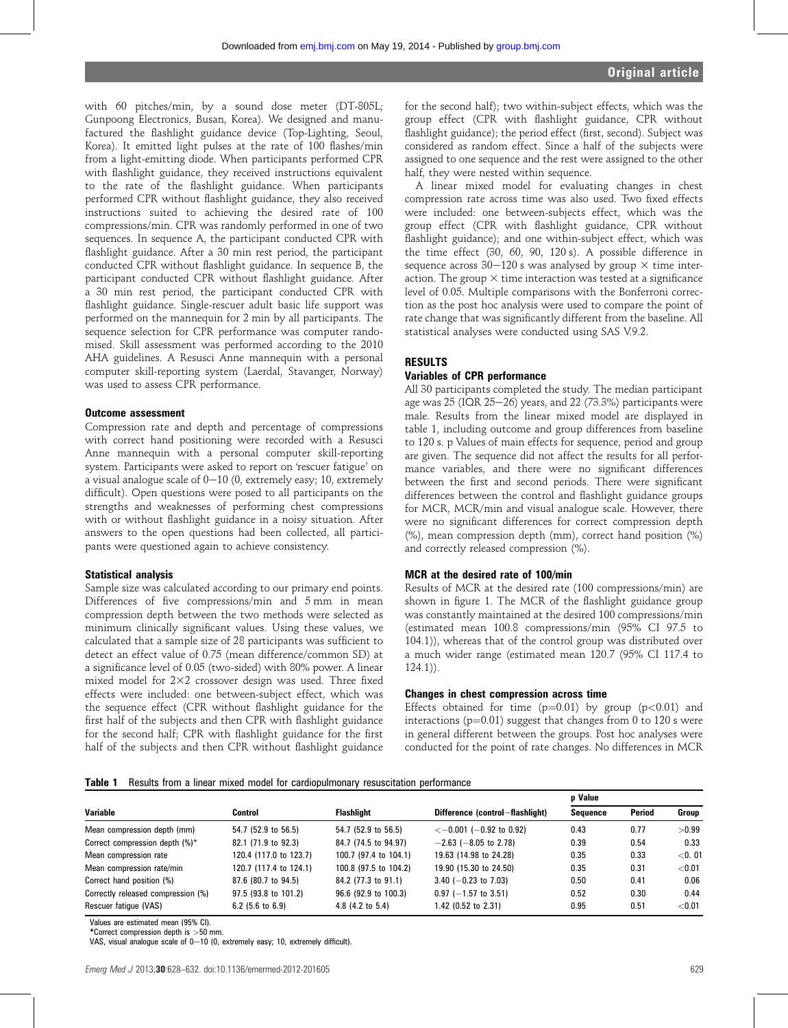with 60 pitches/min, by a sound dose meter (DT-805L; Gunpoong Electronics, Busan, Korea). We designed and manufactured the flashlight guidance device (Top-Lighting, Seoul, Korea). It emitted light pulses at the rate of 100 flashes/min from a light-emitting diode. When participants performed CPR with flashlight guidance, they received instructions equivalent to the rate of the flashlight guidance. When participants performed CPR without flashlight guidance, they also received instructions suited to achieving the desired rate of 100 compressions/min. CPR was randomly performed in one of two sequences. In sequence A, the participant conducted CPR with flashlight guidance. After a 30 min rest period, the participant conducted CPR without flashlight guidance. In sequence B, the participant conducted CPR without flashlight guidance. After a 30 min rest period, the participant conducted CPR with flashlight guidance. Single-rescuer adult basic life support was performed on the mannequin for 2 min by all participants. The sequence selection for CPR performance was computer randomised. Skill assessment was performed according to the 2010 AHA guidelines. A Resusci Anne mannequin with a personal computer skill-reporting system (Laerdal, Stavanger, Norway) was used to assess CPR performance.

### Outcome assessment

Compression rate and depth and percentage of compressions with correct hand positioning were recorded with a Resusci Anne mannequin with a personal computer skill-reporting system. Participants were asked to report on 'rescuer fatigue' on a visual analogue scale of 0–10 (0, extremely easy; 10, extremely difficult). Open questions were posed to all participants on the strengths and weaknesses of performing chest compressions with or without flashlight guidance in a noisy situation. After answers to the open questions had been collected, all participants were questioned again to achieve consistency.

### Statistical analysis

Sample size was calculated according to our primary end points. Differences of five compressions/min and 5 mm in mean compression depth between the two methods were selected as minimum clinically significant values. Using these values, we calculated that a sample size of 28 participants was sufficient to detect an effect value of 0.75 (mean difference/common SD) at a significance level of 0.05 (two-sided) with 80% power. A linear mixed model for 2×2 crossover design was used. Three fixed effects were included: one between-subject effect, which was the sequence effect (CPR without flashlight guidance for the first half of the subjects and then CPR with flashlight guidance for the second half; CPR with flashlight guidance for the first half of the subjects and then CPR without flashlight guidance for the second half); two within-subject effects, which was the group effect (CPR with flashlight guidance, CPR without flashlight guidance); the period effect (first, second). Subject was considered as random effect. Since a half of the subjects were assigned to one sequence and the rest were assigned to the other half, they were nested within sequence.

A linear mixed model for evaluating changes in chest compression rate across time was also used. Two fixed effects were included: one between-subjects effect, which was the group effect (CPR with flashlight guidance, CPR without flashlight guidance); and one within-subject effect, which was the time effect (30, 60, 90, 120 s). A possible difference in sequence across 30–120 s was analysed by group × time interaction. The group × time interaction was tested at a significance level of 0.05. Multiple comparisons with the Bonferroni correction as the post hoc analysis were used to compare the point of rate change that was significantly different from the baseline. All statistical analyses were conducted using SAS V.9.2.

## RESULTS

### Variables of CPR performance

All 30 participants completed the study. The median participant age was 25 (IQR 25–26) years, and 22 (73.3%) participants were male. Results from the linear mixed model are displayed in table 1, including outcome and group differences from baseline to 120 s. p Values of main effects for sequence, period and group are given. The sequence did not affect the results for all performance variables, and there were no significant differences between the first and second periods. There were significant differences between the control and flashlight guidance groups for MCR, MCR/min and visual analogue scale. However, there were no significant differences for correct compression depth (%), mean compression depth (mm), correct hand position (%) and correctly released compression (%).

### MCR at the desired rate of 100/min

Results of MCR at the desired rate (100 compressions/min) are shown in figure 1. The MCR of the flashlight guidance group was constantly maintained at the desired 100 compressions/min (estimated mean 100.8 compressions/min (95% CI 97.5 to 104.1)), whereas that of the control group was distributed over a much wider range (estimated mean 120.7 (95% CI 117.4 to 124.1)).

### Changes in chest compression across time

Effects obtained for time (p=0.01) by group (p<0.01) and interactions (p=0.01) suggest that changes from 0 to 120 s were in general different between the groups. Post hoc analyses were conducted for the point of rate changes. No differences in MCR

**Table 1** Results from a linear mixed model for cardiopulmonary resuscitation performance

| Variable | Control | Flashlight | Difference (control−flashlight) | p Value | | |
|---|---|---|---|---|---|---|
| | | | | Sequence | Period | Group |
| Mean compression depth (mm) | 54.7 (52.9 to 56.5) | 54.7 (52.9 to 56.5) | <−0.001 (−0.92 to 0.92) | 0.43 | 0.77 | >0.99 |
| Correct compression depth (%)* | 82.1 (71.9 to 92.3) | 84.7 (74.5 to 94.97) | −2.63 (−8.05 to 2.78) | 0.39 | 0.54 | 0.33 |
| Mean compression rate | 120.4 (117.0 to 123.7) | 100.7 (97.4 to 104.1) | 19.63 (14.98 to 24.28) | 0.35 | 0.33 | <0. 01 |
| Mean compression rate/min | 120.7 (117.4 to 124.1) | 100.8 (97.5 to 104.2) | 19.90 (15.30 to 24.50) | 0.35 | 0.31 | <0.01 |
| Correct hand position (%) | 87.6 (80.7 to 94.5) | 84.2 (77.3 to 91.1) | 3.40 (−0.23 to 7.03) | 0.50 | 0.41 | 0.06 |
| Correctly released compression (%) | 97.5 (93.8 to 101.2) | 96.6 (92.9 to 100.3) | 0.97 (−1.57 to 3.51) | 0.52 | 0.30 | 0.44 |
| Rescuer fatigue (VAS) | 6.2 (5.6 to 6.9) | 4.8 (4.2 to 5.4) | 1.42 (0.52 to 2.31) | 0.95 | 0.51 | <0.01 |

Values are estimated mean (95% CI).
*Correct compression depth is >50 mm.
VAS, visual analogue scale of 0–10 (0, extremely easy; 10, extremely difficult).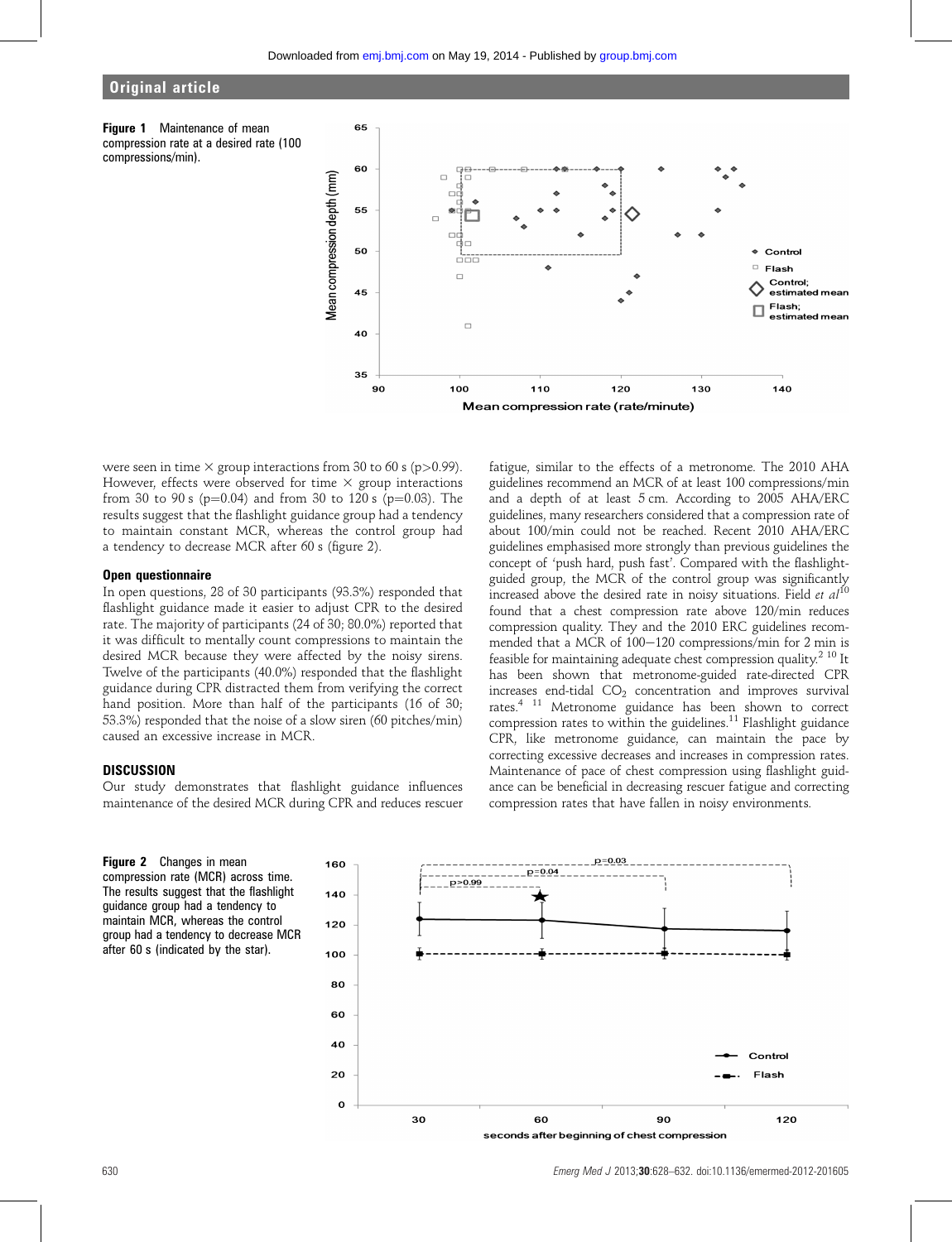**Figure 1** Maintenance of mean compression rate at a desired rate (100 compressions/min).

**Figure 2** Changes in mean compression rate (MCR) across time. The results suggest that the flashlight guidance group had a tendency to maintain MCR, whereas the control group had a tendency to decrease MCR after 60 s (indicated by the star).

were seen in time × group interactions from 30 to 60 s (p>0.99). However, effects were observed for time × group interactions from 30 to 90 s (p=0.04) and from 30 to 120 s (p=0.03). The results suggest that the flashlight guidance group had a tendency to maintain constant MCR, whereas the control group had a tendency to decrease MCR after 60 s (figure 2).

### Open questionnaire

In open questions, 28 of 30 participants (93.3%) responded that flashlight guidance made it easier to adjust CPR to the desired rate. The majority of participants (24 of 30; 80.0%) reported that it was difficult to mentally count compressions to maintain the desired MCR because they were affected by the noisy sirens. Twelve of the participants (40.0%) responded that the flashlight guidance during CPR distracted them from verifying the correct hand position. More than half of the participants (16 of 30; 53.3%) responded that the noise of a slow siren (60 pitches/min) caused an excessive increase in MCR.

## DISCUSSION

Our study demonstrates that flashlight guidance influences maintenance of the desired MCR during CPR and reduces rescuer fatigue, similar to the effects of a metronome. The 2010 AHA guidelines recommend an MCR of at least 100 compressions/min and a depth of at least 5 cm. According to 2005 AHA/ERC guidelines, many researchers considered that a compression rate of about 100/min could not be reached. Recent 2010 AHA/ERC guidelines emphasised more strongly than previous guidelines the concept of 'push hard, push fast'. Compared with the flashlight-guided group, the MCR of the control group was significantly increased above the desired rate in noisy situations. Field *et al*[10] found that a chest compression rate above 120/min reduces compression quality. They and the 2010 ERC guidelines recommended that a MCR of 100–120 compressions/min for 2 min is feasible for maintaining adequate chest compression quality.[2,10] It has been shown that metronome-guided rate-directed CPR increases end-tidal $CO_2$ concentration and improves survival rates.[4,11] Metronome guidance has been shown to correct compression rates to within the guidelines.[11] Flashlight guidance CPR, like metronome guidance, can maintain the pace by correcting excessive decreases and increases in compression rates. Maintenance of pace of chest compression using flashlight guidance can be beneficial in decreasing rescuer fatigue and correcting compression rates that have fallen in noisy environments.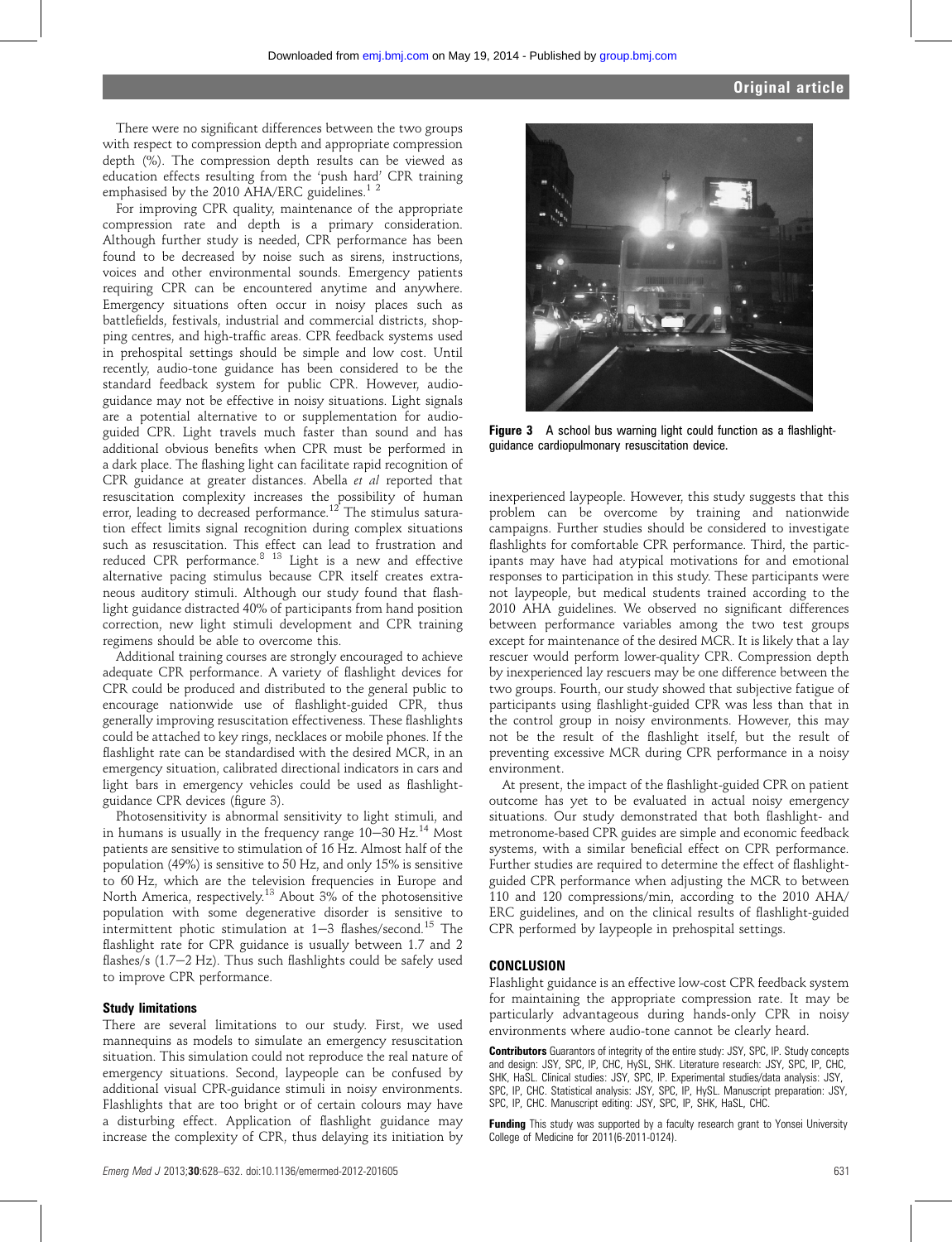There were no significant differences between the two groups with respect to compression depth and appropriate compression depth (%). The compression depth results can be viewed as education effects resulting from the 'push hard' CPR training emphasised by the 2010 AHA/ERC guidelines.[1 2]

For improving CPR quality, maintenance of the appropriate compression rate and depth is a primary consideration. Although further study is needed, CPR performance has been found to be decreased by noise such as sirens, instructions, voices and other environmental sounds. Emergency patients requiring CPR can be encountered anytime and anywhere. Emergency situations often occur in noisy places such as battlefields, festivals, industrial and commercial districts, shopping centres, and high-traffic areas. CPR feedback systems used in prehospital settings should be simple and low cost. Until recently, audio-tone guidance has been considered to be the standard feedback system for public CPR. However, audio-guidance may not be effective in noisy situations. Light signals are a potential alternative to or supplementation for audio-guided CPR. Light travels much faster than sound and has additional obvious benefits when CPR must be performed in a dark place. The flashing light can facilitate rapid recognition of CPR guidance at greater distances. Abella *et al* reported that resuscitation complexity increases the possibility of human error, leading to decreased performance.[12] The stimulus saturation effect limits signal recognition during complex situations such as resuscitation. This effect can lead to frustration and reduced CPR performance.[8 13] Light is a new and effective alternative pacing stimulus because CPR itself creates extraneous auditory stimuli. Although our study found that flashlight guidance distracted 40% of participants from hand position correction, new light stimuli development and CPR training regimens should be able to overcome this.

Additional training courses are strongly encouraged to achieve adequate CPR performance. A variety of flashlight devices for CPR could be produced and distributed to the general public to encourage nationwide use of flashlight-guided CPR, thus generally improving resuscitation effectiveness. These flashlights could be attached to key rings, necklaces or mobile phones. If the flashlight rate can be standardised with the desired MCR, in an emergency situation, calibrated directional indicators in cars and light bars in emergency vehicles could be used as flashlight-guidance CPR devices (figure 3).

Photosensitivity is abnormal sensitivity to light stimuli, and in humans is usually in the frequency range 10–30 Hz.[14] Most patients are sensitive to stimulation of 16 Hz. Almost half of the population (49%) is sensitive to 50 Hz, and only 15% is sensitive to 60 Hz, which are the television frequencies in Europe and North America, respectively.[13] About 3% of the photosensitive population with some degenerative disorder is sensitive to intermittent photic stimulation at 1–3 flashes/second.[15] The flashlight rate for CPR guidance is usually between 1.7 and 2 flashes/s (1.7–2 Hz). Thus such flashlights could be safely used to improve CPR performance.

### Study limitations

There are several limitations to our study. First, we used mannequins as models to simulate an emergency resuscitation situation. This simulation could not reproduce the real nature of emergency situations. Second, laypeople can be confused by additional visual CPR-guidance stimuli in noisy environments. Flashlights that are too bright or of certain colours may have a disturbing effect. Application of flashlight guidance may increase the complexity of CPR, thus delaying its initiation by inexperienced laypeople. However, this study suggests that this problem can be overcome by training and nationwide campaigns. Further studies should be considered to investigate flashlights for comfortable CPR performance. Third, the participants may have had atypical motivations for and emotional responses to participation in this study. These participants were not laypeople, but medical students trained according to the 2010 AHA guidelines. We observed no significant differences between performance variables among the two test groups except for maintenance of the desired MCR. It is likely that a lay rescuer would perform lower-quality CPR. Compression depth by inexperienced lay rescuers may be one difference between the two groups. Fourth, our study showed that subjective fatigue of participants using flashlight-guided CPR was less than that in the control group in noisy environments. However, this may not be the result of the flashlight itself, but the result of preventing excessive MCR during CPR performance in a noisy environment.

Figure 3 A school bus warning light could function as a flashlight-guidance cardiopulmonary resuscitation device.

At present, the impact of the flashlight-guided CPR on patient outcome has yet to be evaluated in actual noisy emergency situations. Our study demonstrated that both flashlight- and metronome-based CPR guides are simple and economic feedback systems, with a similar beneficial effect on CPR performance. Further studies are required to determine the effect of flashlight-guided CPR performance when adjusting the MCR to between 110 and 120 compressions/min, according to the 2010 AHA/ERC guidelines, and on the clinical results of flashlight-guided CPR performed by laypeople in prehospital settings.

## CONCLUSION

Flashlight guidance is an effective low-cost CPR feedback system for maintaining the appropriate compression rate. It may be particularly advantageous during hands-only CPR in noisy environments where audio-tone cannot be clearly heard.

**Contributors** Guarantors of integrity of the entire study: JSY, SPC, IP. Study concepts and design: JSY, SPC, IP, CHC, HySL, SHK. Literature research: JSY, SPC, IP, CHC, SHK, HaSL. Clinical studies: JSY, SPC, IP. Experimental studies/data analysis: JSY, SPC, IP, CHC. Statistical analysis: JSY, SPC, IP, HySL. Manuscript preparation: JSY, SPC, IP, CHC. Manuscript editing: JSY, SPC, IP, SHK, HaSL, CHC.

**Funding** This study was supported by a faculty research grant to Yonsei University College of Medicine for 2011(6-2011-0124).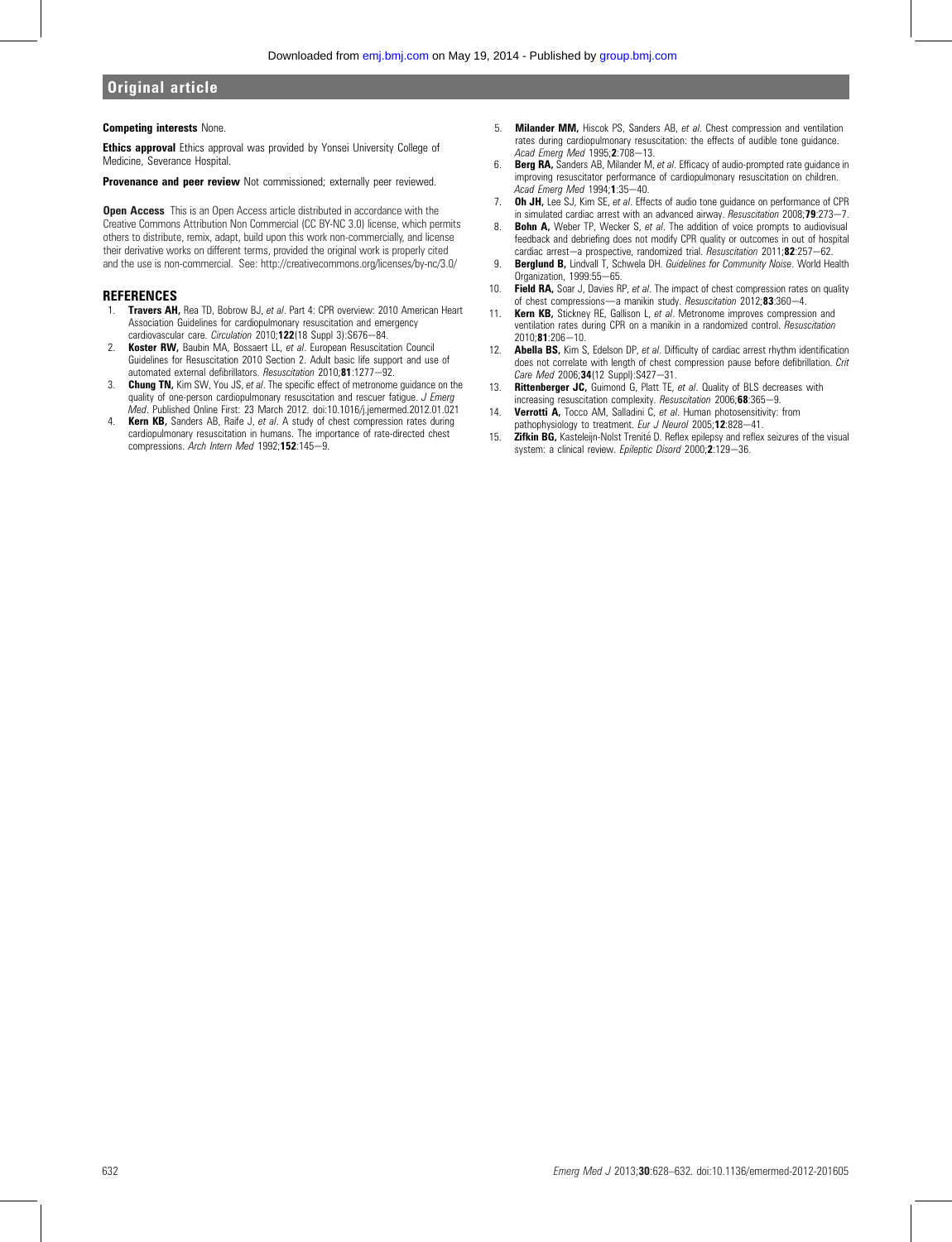**Competing interests** None.

**Ethics approval** Ethics approval was provided by Yonsei University College of Medicine, Severance Hospital.

**Provenance and peer review** Not commissioned; externally peer reviewed.

**Open Access** This is an Open Access article distributed in accordance with the Creative Commons Attribution Non Commercial (CC BY-NC 3.0) license, which permits others to distribute, remix, adapt, build upon this work non-commercially, and license their derivative works on different terms, provided the original work is properly cited and the use is non-commercial. See: http://creativecommons.org/licenses/by-nc/3.0/

## REFERENCES

1. **Travers AH,** Rea TD, Bobrow BJ, *et al*. Part 4: CPR overview: 2010 American Heart Association Guidelines for cardiopulmonary resuscitation and emergency cardiovascular care. *Circulation* 2010;**122**(18 Suppl 3):S676–84.
2. **Koster RW,** Baubin MA, Bossaert LL, *et al*. European Resuscitation Council Guidelines for Resuscitation 2010 Section 2. Adult basic life support and use of automated external defibrillators. *Resuscitation* 2010;**81**:1277–92.
3. **Chung TN,** Kim SW, You JS, *et al*. The specific effect of metronome guidance on the quality of one-person cardiopulmonary resuscitation and rescuer fatigue. *J Emerg Med*. Published Online First: 23 March 2012. doi:10.1016/j.jemermed.2012.01.021
4. **Kern KB,** Sanders AB, Raife J, *et al*. A study of chest compression rates during cardiopulmonary resuscitation in humans. The importance of rate-directed chest compressions. *Arch Intern Med* 1992;**152**:145–9.
5. **Milander MM,** Hiscok PS, Sanders AB, *et al*. Chest compression and ventilation rates during cardiopulmonary resuscitation: the effects of audible tone guidance. *Acad Emerg Med* 1995;**2**:708–13.
6. **Berg RA,** Sanders AB, Milander M, *et al*. Efficacy of audio-prompted rate guidance in improving resuscitator performance of cardiopulmonary resuscitation on children. *Acad Emerg Med* 1994;**1**:35–40.
7. **Oh JH,** Lee SJ, Kim SE, *et al*. Effects of audio tone guidance on performance of CPR in simulated cardiac arrest with an advanced airway. *Resuscitation* 2008;**79**:273–7.
8. **Bohn A,** Weber TP, Wecker S, *et al*. The addition of voice prompts to audiovisual feedback and debriefing does not modify CPR quality or outcomes in out of hospital cardiac arrest—a prospective, randomized trial. *Resuscitation* 2011;**82**:257–62.
9. **Berglund B,** Lindvall T, Schwela DH. *Guidelines for Community Noise*. World Health Organization, 1999:55–65.
10. **Field RA,** Soar J, Davies RP, *et al*. The impact of chest compression rates on quality of chest compressions—a manikin study. *Resuscitation* 2012;**83**:360–4.
11. **Kern KB,** Stickney RE, Gallison L, *et al*. Metronome improves compression and ventilation rates during CPR on a manikin in a randomized control. *Resuscitation* 2010;**81**:206–10.
12. **Abella BS,** Kim S, Edelson DP, *et al*. Difficulty of cardiac arrest rhythm identification does not correlate with length of chest compression pause before defibrillation. *Crit Care Med* 2006;**34**(12 Suppl):S427–31.
13. **Rittenberger JC,** Guimond G, Platt TE, *et al*. Quality of BLS decreases with increasing resuscitation complexity. *Resuscitation* 2006;**68**:365–9.
14. **Verrotti A,** Tocco AM, Salladini C, *et al*. Human photosensitivity: from pathophysiology to treatment. *Eur J Neurol* 2005;**12**:828–41.
15. **Zifkin BG,** Kasteleijn-Nolst Trenité D. Reflex epilepsy and reflex seizures of the visual system: a clinical review. *Epileptic Disord* 2000;**2**:129–36.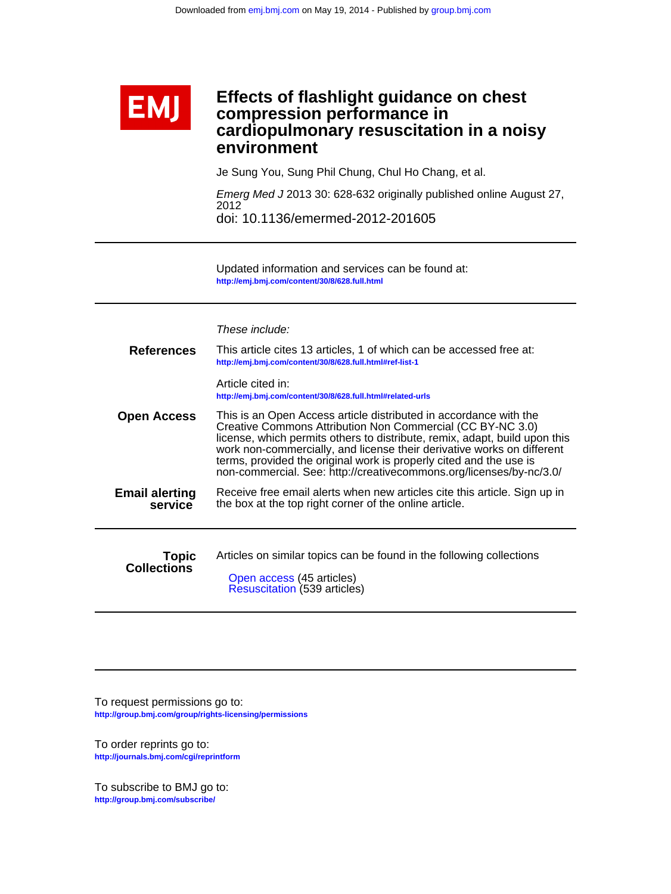Downloaded from emj.bmj.com on May 19, 2014 - Published by group.bmj.com

# Effects of flashlight guidance on chest compression performance in cardiopulmonary resuscitation in a noisy environment

Je Sung You, Sung Phil Chung, Chul Ho Chang, et al.

*Emerg Med J* 2013 30: 628-632 originally published online August 27, 2012

doi: 10.1136/emermed-2012-201605

Updated information and services can be found at:
http://emj.bmj.com/content/30/8/628.full.html

*These include:*

**References**

This article cites 13 articles, 1 of which can be accessed free at:
http://emj.bmj.com/content/30/8/628.full.html#ref-list-1

Article cited in:
http://emj.bmj.com/content/30/8/628.full.html#related-urls

**Open Access**

This is an Open Access article distributed in accordance with the Creative Commons Attribution Non Commercial (CC BY-NC 3.0) license, which permits others to distribute, remix, adapt, build upon this work non-commercially, and license their derivative works on different terms, provided the original work is properly cited and the use is non-commercial. See: http://creativecommons.org/licenses/by-nc/3.0/

**Email alerting service**

Receive free email alerts when new articles cite this article. Sign up in the box at the top right corner of the online article.

**Topic Collections**

Articles on similar topics can be found in the following collections

- Open access (45 articles)
- Resuscitation (539 articles)

To request permissions go to:
http://group.bmj.com/group/rights-licensing/permissions

To order reprints go to:
http://journals.bmj.com/cgi/reprintform

To subscribe to BMJ go to:
http://group.bmj.com/subscribe/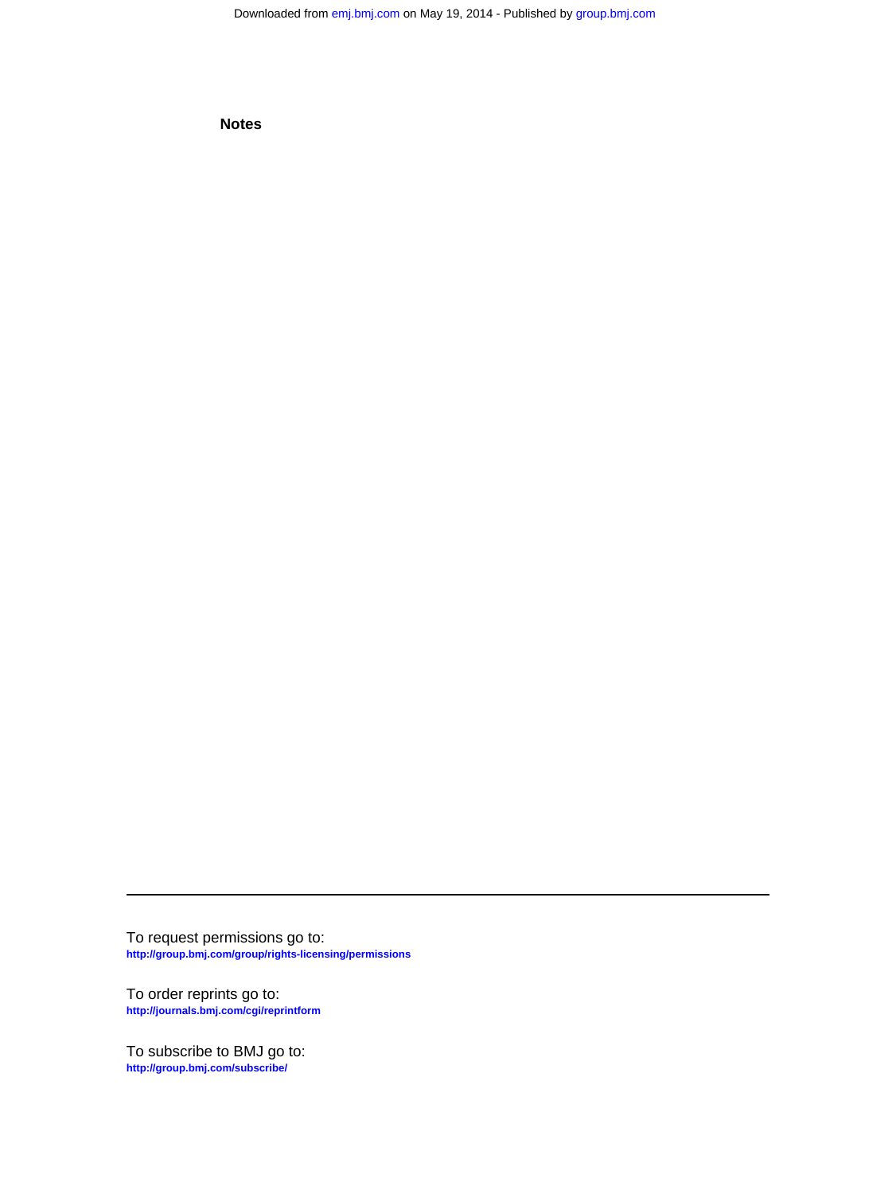**Notes**

---

To request permissions go to:
**http://group.bmj.com/group/rights-licensing/permissions**

To order reprints go to:
**http://journals.bmj.com/cgi/reprintform**

To subscribe to BMJ go to:
**http://group.bmj.com/subscribe/**